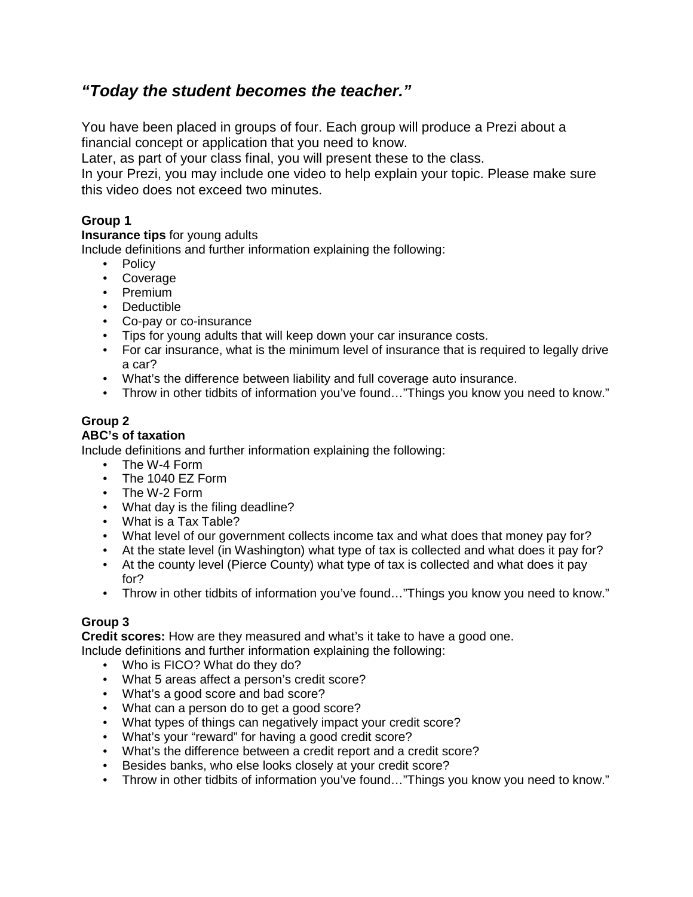## *“Today the student becomes the teacher.”*

You have been placed in groups of four. Each group will produce a Prezi about a financial concept or application that you need to know.

Later, as part of your class final, you will present these to the class.

In your Prezi, you may include one video to help explain your topic. Please make sure this video does not exceed two minutes.

### Group 1

**Insurance tips** for young adults

Include definitions and further information explaining the following:

- Policy
- Coverage
- Premium
- Deductible
- Co-pay or co-insurance
- Tips for young adults that will keep down your car insurance costs.
- For car insurance, what is the minimum level of insurance that is required to legally drive a car?
- What’s the difference between liability and full coverage auto insurance.
- Throw in other tidbits of information you’ve found…”Things you know you need to know.”

### Group 2

**ABC’s of taxation**

Include definitions and further information explaining the following:

- The W-4 Form
- The 1040 EZ Form
- The W-2 Form
- What day is the filing deadline?
- What is a Tax Table?
- What level of our government collects income tax and what does that money pay for?
- At the state level (in Washington) what type of tax is collected and what does it pay for?
- At the county level (Pierce County) what type of tax is collected and what does it pay for?
- Throw in other tidbits of information you’ve found…”Things you know you need to know.”

### Group 3

**Credit scores:** How are they measured and what’s it take to have a good one.

Include definitions and further information explaining the following:

- Who is FICO? What do they do?
- What 5 areas affect a person’s credit score?
- What’s a good score and bad score?
- What can a person do to get a good score?
- What types of things can negatively impact your credit score?
- What’s your “reward” for having a good credit score?
- What’s the difference between a credit report and a credit score?
- Besides banks, who else looks closely at your credit score?
- Throw in other tidbits of information you’ve found…”Things you know you need to know.”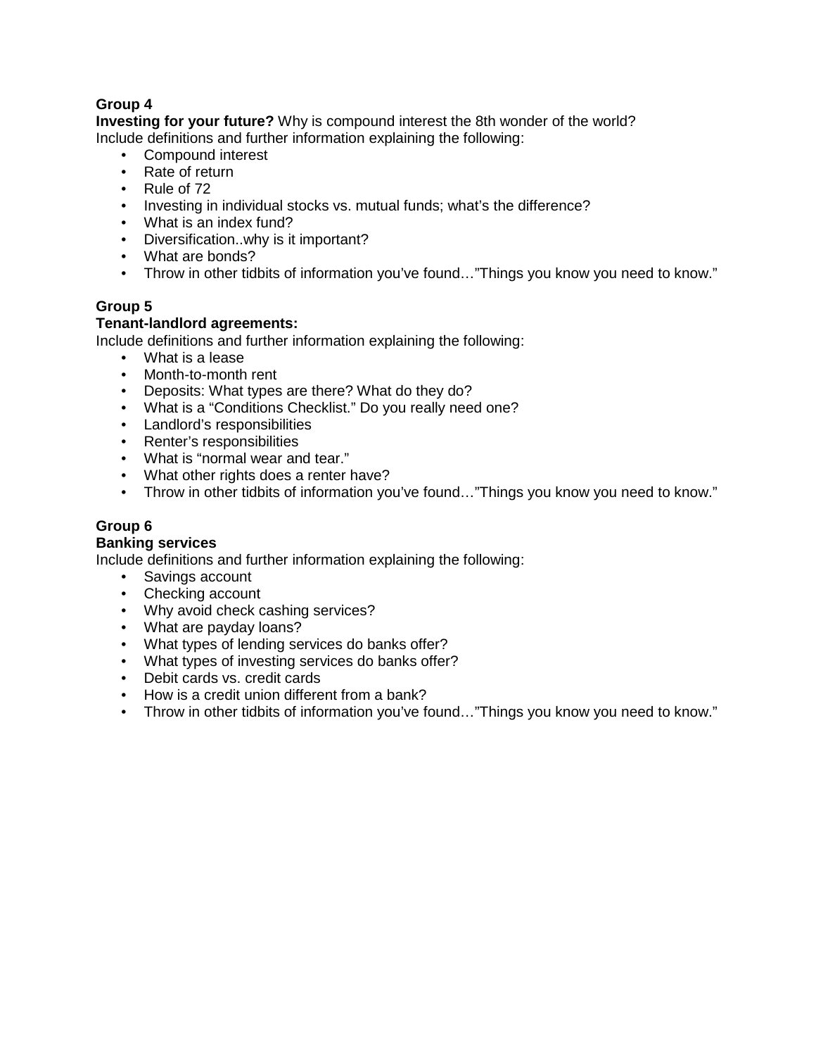**Group 4**

**Investing for your future?** Why is compound interest the 8th wonder of the world?
Include definitions and further information explaining the following:

- Compound interest
- Rate of return
- Rule of 72
- Investing in individual stocks vs. mutual funds; what's the difference?
- What is an index fund?
- Diversification..why is it important?
- What are bonds?
- Throw in other tidbits of information you've found…"Things you know you need to know."

**Group 5**

**Tenant-landlord agreements:**
Include definitions and further information explaining the following:

- What is a lease
- Month-to-month rent
- Deposits: What types are there? What do they do?
- What is a "Conditions Checklist." Do you really need one?
- Landlord's responsibilities
- Renter's responsibilities
- What is "normal wear and tear."
- What other rights does a renter have?
- Throw in other tidbits of information you've found…"Things you know you need to know."

**Group 6**

**Banking services**
Include definitions and further information explaining the following:

- Savings account
- Checking account
- Why avoid check cashing services?
- What are payday loans?
- What types of lending services do banks offer?
- What types of investing services do banks offer?
- Debit cards vs. credit cards
- How is a credit union different from a bank?
- Throw in other tidbits of information you've found…"Things you know you need to know."